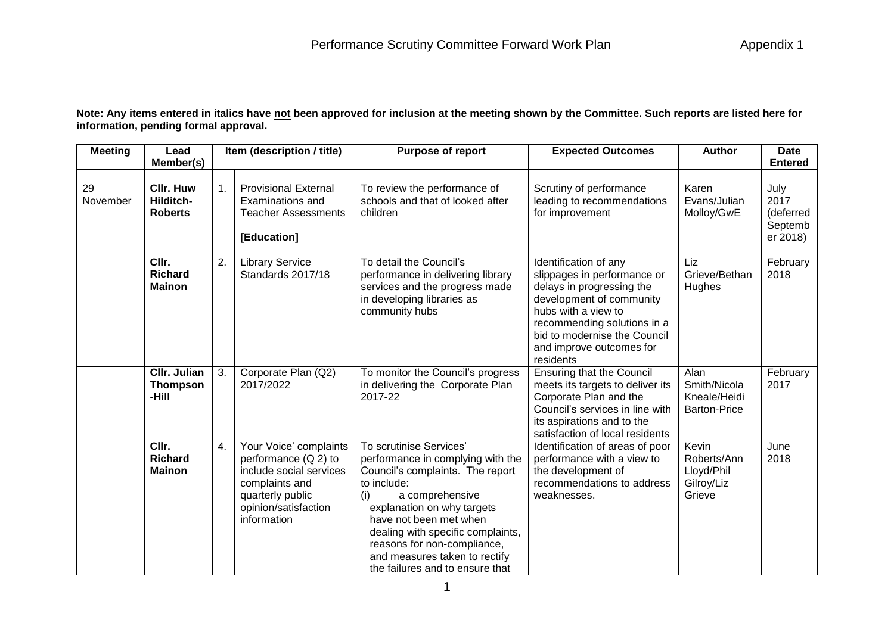# Performance Scrutiny Committee Forward Work Plan

Appendix 1

**Note: Any items entered in italics have not been approved for inclusion at the meeting shown by the Committee. Such reports are listed here for information, pending formal approval.**

| Meeting | Lead Member(s) | Item (description / title) | | Purpose of report | Expected Outcomes | Author | Date Entered |
|---|---|---|---|---|---|---|---|
| 29 November | **Cllr. Huw Hilditch-Roberts** | 1. | Provisional External Examinations and Teacher Assessments<br><br>**[Education]** | To review the performance of schools and that of looked after children | Scrutiny of performance leading to recommendations for improvement | Karen Evans/Julian Molloy/GwE | July 2017 (deferred September 2018) |
| | **Cllr. Richard Mainon** | 2. | Library Service Standards 2017/18 | To detail the Council's performance in delivering library services and the progress made in developing libraries as community hubs | Identification of any slippages in performance or delays in progressing the development of community hubs with a view to recommending solutions in a bid to modernise the Council and improve outcomes for residents | Liz Grieve/Bethan Hughes | February 2018 |
| | **Cllr. Julian Thompson-Hill** | 3. | Corporate Plan (Q2) 2017/2022 | To monitor the Council's progress in delivering the Corporate Plan 2017-22 | Ensuring that the Council meets its targets to deliver its Corporate Plan and the Council's services in line with its aspirations and to the satisfaction of local residents | Alan Smith/Nicola Kneale/Heidi Barton-Price | February 2017 |
| | **Cllr. Richard Mainon** | 4. | Your Voice' complaints performance (Q 2) to include social services complaints and quarterly public opinion/satisfaction information | To scrutinise Services' performance in complying with the Council's complaints. The report to include:<br>(i) a comprehensive explanation on why targets have not been met when dealing with specific complaints, reasons for non-compliance, and measures taken to rectify the failures and to ensure that | Identification of areas of poor performance with a view to the development of recommendations to address weaknesses. | Kevin Roberts/Ann Lloyd/Phil Gilroy/Liz Grieve | June 2018 |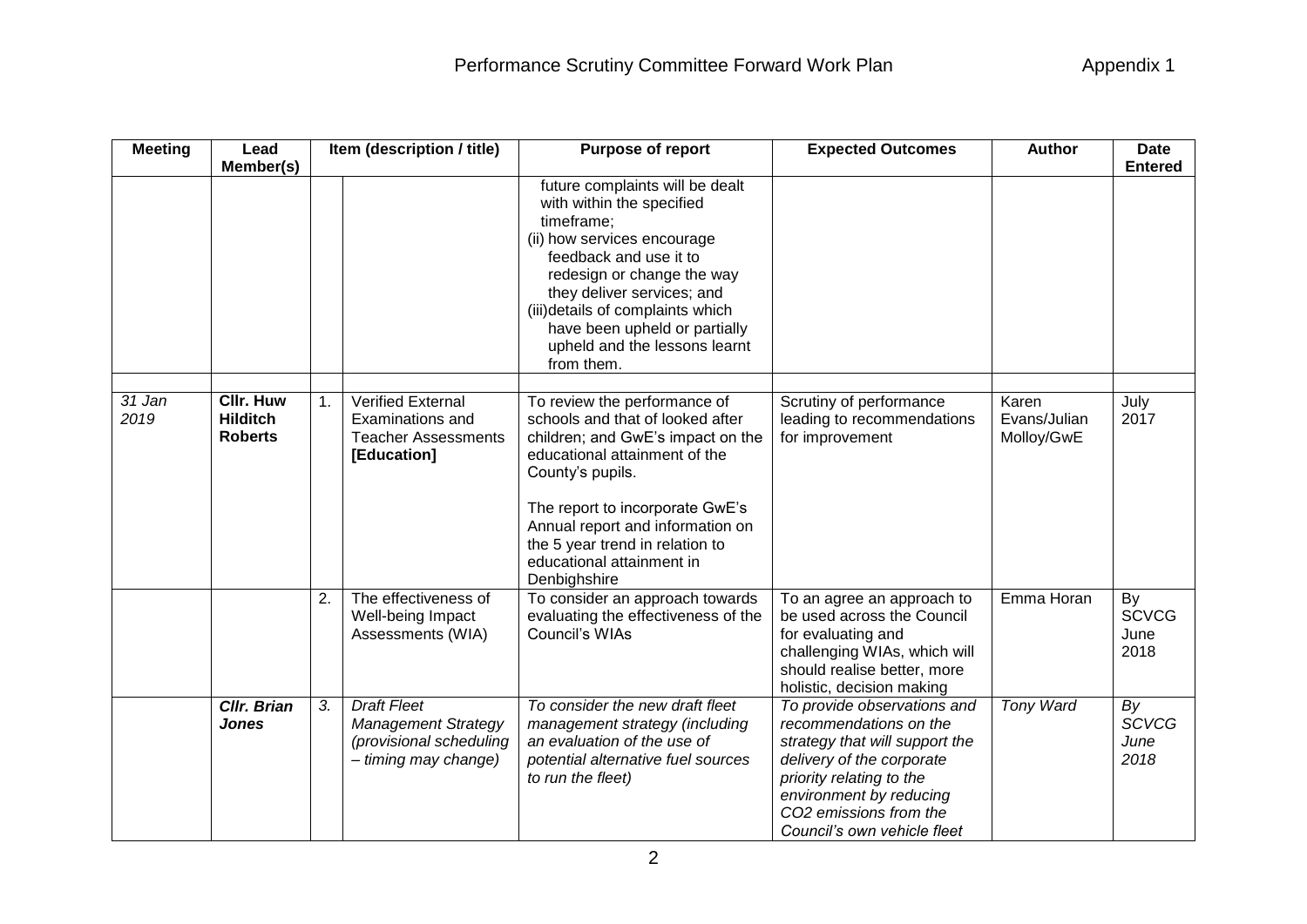# Performance Scrutiny Committee Forward Work Plan

Appendix 1

| Meeting | Lead Member(s) | | Item (description / title) | Purpose of report | Expected Outcomes | Author | Date Entered |
|---|---|---|---|---|---|---|---|
| | | | | future complaints will be dealt with within the specified timeframe; (ii) how services encourage feedback and use it to redesign or change the way they deliver services; and (iii)details of complaints which have been upheld or partially upheld and the lessons learnt from them. | | | |
| | | | | | | | |
| *31 Jan 2019* | **Cllr. Huw Hilditch Roberts** | 1. | Verified External Examinations and Teacher Assessments **[Education]** | To review the performance of schools and that of looked after children; and GwE's impact on the educational attainment of the County's pupils. The report to incorporate GwE's Annual report and information on the 5 year trend in relation to educational attainment in Denbighshire | Scrutiny of performance leading to recommendations for improvement | Karen Evans/Julian Molloy/GwE | July 2017 |
| | | 2. | The effectiveness of Well-being Impact Assessments (WIA) | To consider an approach towards evaluating the effectiveness of the Council's WIAs | To an agree an approach to be used across the Council for evaluating and challenging WIAs, which will should realise better, more holistic, decision making | Emma Horan | By SCVCG June 2018 |
| | ***Cllr. Brian Jones*** | *3.* | *Draft Fleet Management Strategy (provisional scheduling – timing may change)* | *To consider the new draft fleet management strategy (including an evaluation of the use of potential alternative fuel sources to run the fleet)* | *To provide observations and recommendations on the strategy that will support the delivery of the corporate priority relating to the environment by reducing $CO_2$ emissions from the Council's own vehicle fleet* | *Tony Ward* | *By SCVCG June 2018* |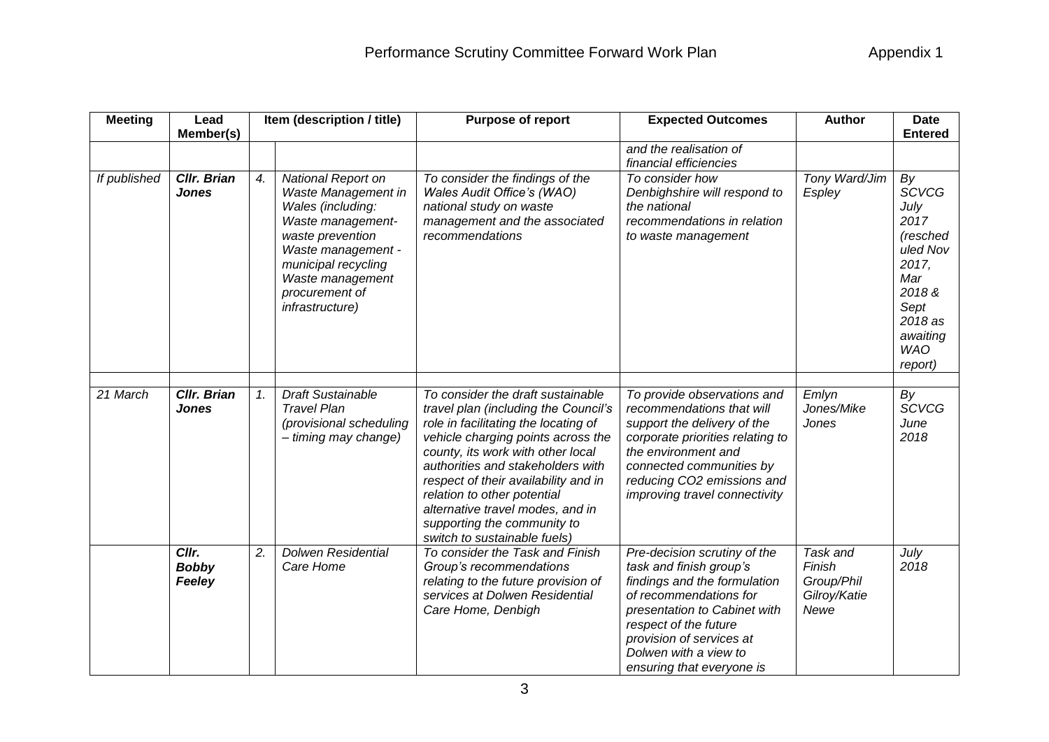| Meeting | Lead Member(s) | Item (description / title) | | Purpose of report | Expected Outcomes | Author | Date Entered |
|---|---|---|---|---|---|---|---|
| | | | | | *and the realisation of financial efficiencies* | | |
| *If published* | ***Cllr. Brian Jones*** | *4.* | *National Report on Waste Management in Wales (including: Waste management-waste prevention Waste management - municipal recycling Waste management procurement of infrastructure)* | *To consider the findings of the Wales Audit Office's (WAO) national study on waste management and the associated recommendations* | *To consider how Denbighshire will respond to the national recommendations in relation to waste management* | *Tony Ward/Jim Espley* | *By SCVCG July 2017 (rescheduled Nov 2017, Mar 2018 & Sept 2018 as awaiting WAO report)* |
| | | | | | | | |
| *21 March* | ***Cllr. Brian Jones*** | *1.* | *Draft Sustainable Travel Plan (provisional scheduling – timing may change)* | *To consider the draft sustainable travel plan (including the Council's role in facilitating the locating of vehicle charging points across the county, its work with other local authorities and stakeholders with respect of their availability and in relation to other potential alternative travel modes, and in supporting the community to switch to sustainable fuels)* | *To provide observations and recommendations that will support the delivery of the corporate priorities relating to the environment and connected communities by reducing CO2 emissions and improving travel connectivity* | *Emlyn Jones/Mike Jones* | *By SCVCG June 2018* |
| | ***Cllr. Bobby Feeley*** | *2.* | *Dolwen Residential Care Home* | *To consider the Task and Finish Group's recommendations relating to the future provision of services at Dolwen Residential Care Home, Denbigh* | *Pre-decision scrutiny of the task and finish group's findings and the formulation of recommendations for presentation to Cabinet with respect of the future provision of services at Dolwen with a view to ensuring that everyone is* | *Task and Finish Group/Phil Gilroy/Katie Newe* | *July 2018* |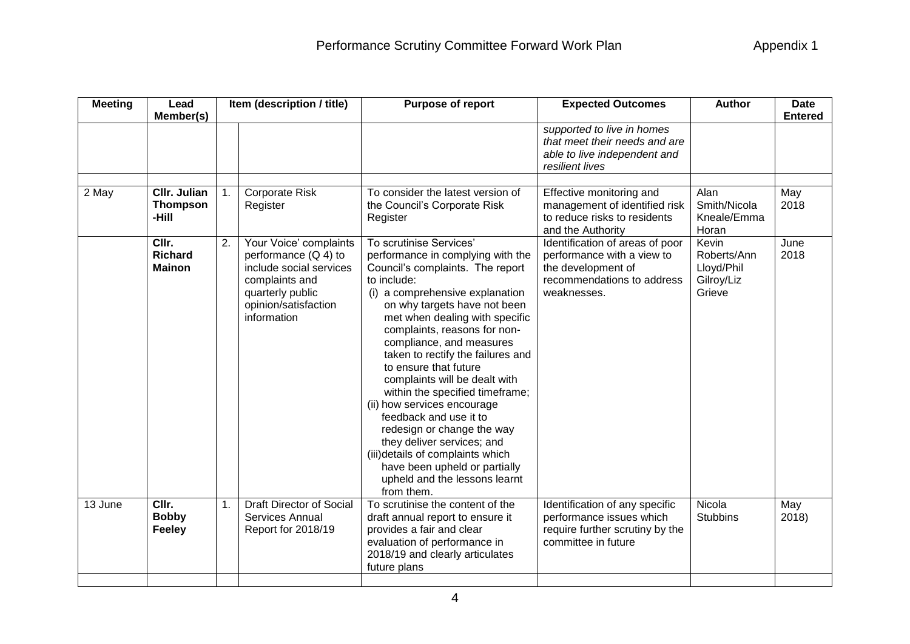# Performance Scrutiny Committee Forward Work Plan

Appendix 1

| Meeting | Lead Member(s) | Item (description / title) | | Purpose of report | Expected Outcomes | Author | Date Entered |
|---|---|---|---|---|---|---|---|
| | | | | | *supported to live in homes that meet their needs and are able to live independent and resilient lives* | | |
| | | | | | | | |
| 2 May | **Cllr. Julian Thompson -Hill** | 1. | Corporate Risk Register | To consider the latest version of the Council's Corporate Risk Register | Effective monitoring and management of identified risk to reduce risks to residents and the Authority | Alan Smith/Nicola Kneale/Emma Horan | May 2018 |
| | **Cllr. Richard Mainon** | 2. | Your Voice' complaints performance (Q 4) to include social services complaints and quarterly public opinion/satisfaction information | To scrutinise Services' performance in complying with the Council's complaints. The report to include: (i) a comprehensive explanation on why targets have not been met when dealing with specific complaints, reasons for non-compliance, and measures taken to rectify the failures and to ensure that future complaints will be dealt with within the specified timeframe; (ii) how services encourage feedback and use it to redesign or change the way they deliver services; and (iii)details of complaints which have been upheld or partially upheld and the lessons learnt from them. | Identification of areas of poor performance with a view to the development of recommendations to address weaknesses. | Kevin Roberts/Ann Lloyd/Phil Gilroy/Liz Grieve | June 2018 |
| 13 June | **Cllr. Bobby Feeley** | 1. | Draft Director of Social Services Annual Report for 2018/19 | To scrutinise the content of the draft annual report to ensure it provides a fair and clear evaluation of performance in 2018/19 and clearly articulates future plans | Identification of any specific performance issues which require further scrutiny by the committee in future | Nicola Stubbins | May 2018) |
| | | | | | | | |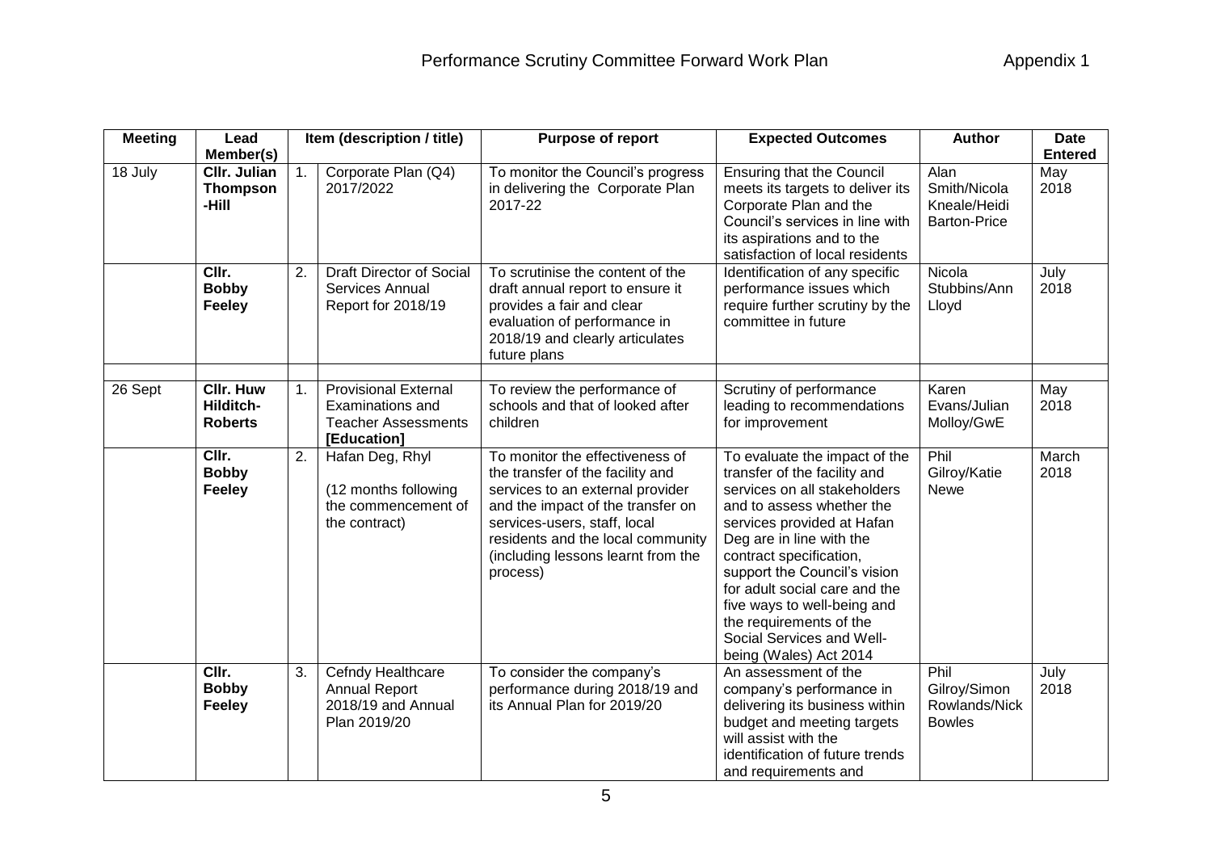# Performance Scrutiny Committee Forward Work Plan

Appendix 1

| Meeting | Lead Member(s) | | Item (description / title) | Purpose of report | Expected Outcomes | Author | Date Entered |
|---|---|---|---|---|---|---|---|
| 18 July | **Cllr. Julian Thompson-Hill** | 1. | Corporate Plan (Q4) 2017/2022 | To monitor the Council's progress in delivering the Corporate Plan 2017-22 | Ensuring that the Council meets its targets to deliver its Corporate Plan and the Council's services in line with its aspirations and to the satisfaction of local residents | Alan Smith/Nicola Kneale/Heidi Barton-Price | May 2018 |
| | **Cllr. Bobby Feeley** | 2. | Draft Director of Social Services Annual Report for 2018/19 | To scrutinise the content of the draft annual report to ensure it provides a fair and clear evaluation of performance in 2018/19 and clearly articulates future plans | Identification of any specific performance issues which require further scrutiny by the committee in future | Nicola Stubbins/Ann Lloyd | July 2018 |
| | | | | | | | |
| 26 Sept | **Cllr. Huw Hilditch-Roberts** | 1. | Provisional External Examinations and Teacher Assessments **[Education]** | To review the performance of schools and that of looked after children | Scrutiny of performance leading to recommendations for improvement | Karen Evans/Julian Molloy/GwE | May 2018 |
| | **Cllr. Bobby Feeley** | 2. | Hafan Deg, Rhyl<br><br>(12 months following the commencement of the contract) | To monitor the effectiveness of the transfer of the facility and services to an external provider and the impact of the transfer on services-users, staff, local residents and the local community (including lessons learnt from the process) | To evaluate the impact of the transfer of the facility and services on all stakeholders and to assess whether the services provided at Hafan Deg are in line with the contract specification, support the Council's vision for adult social care and the five ways to well-being and the requirements of the Social Services and Well-being (Wales) Act 2014 | Phil Gilroy/Katie Newe | March 2018 |
| | **Cllr. Bobby Feeley** | 3. | Cefndy Healthcare Annual Report 2018/19 and Annual Plan 2019/20 | To consider the company's performance during 2018/19 and its Annual Plan for 2019/20 | An assessment of the company's performance in delivering its business within budget and meeting targets will assist with the identification of future trends and requirements and | Phil Gilroy/Simon Rowlands/Nick Bowles | July 2018 |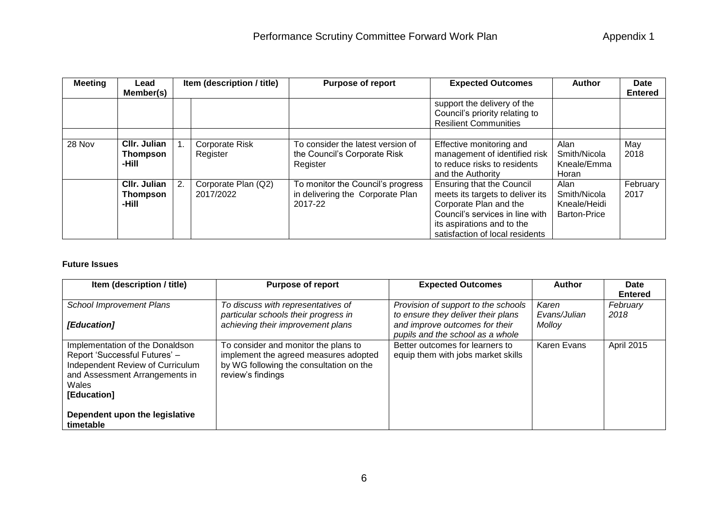| Meeting | Lead Member(s) | Item (description / title) | | Purpose of report | Expected Outcomes | Author | Date Entered |
|---|---|---|---|---|---|---|---|
| | | | | | support the delivery of the Council's priority relating to Resilient Communities | | |
| | | | | | | | |
| 28 Nov | **Cllr. Julian Thompson -Hill** | 1. | Corporate Risk Register | To consider the latest version of the Council's Corporate Risk Register | Effective monitoring and management of identified risk to reduce risks to residents and the Authority | Alan Smith/Nicola Kneale/Emma Horan | May 2018 |
| | **Cllr. Julian Thompson -Hill** | 2. | Corporate Plan (Q2) 2017/2022 | To monitor the Council's progress in delivering the Corporate Plan 2017-22 | Ensuring that the Council meets its targets to deliver its Corporate Plan and the Council's services in line with its aspirations and to the satisfaction of local residents | Alan Smith/Nicola Kneale/Heidi Barton-Price | February 2017 |

**Future Issues**

| Item (description / title) | Purpose of report | Expected Outcomes | Author | Date Entered |
|---|---|---|---|---|
| *School Improvement Plans*<br><br>***[Education]*** | *To discuss with representatives of particular schools their progress in achieving their improvement plans* | *Provision of support to the schools to ensure they deliver their plans and improve outcomes for their pupils and the school as a whole* | *Karen Evans/Julian Molloy* | *February 2018* |
| Implementation of the Donaldson Report 'Successful Futures' – Independent Review of Curriculum and Assessment Arrangements in Wales<br>**[Education]**<br><br>**Dependent upon the legislative timetable** | To consider and monitor the plans to implement the agreed measures adopted by WG following the consultation on the review's findings | Better outcomes for learners to equip them with jobs market skills | Karen Evans | April 2015 |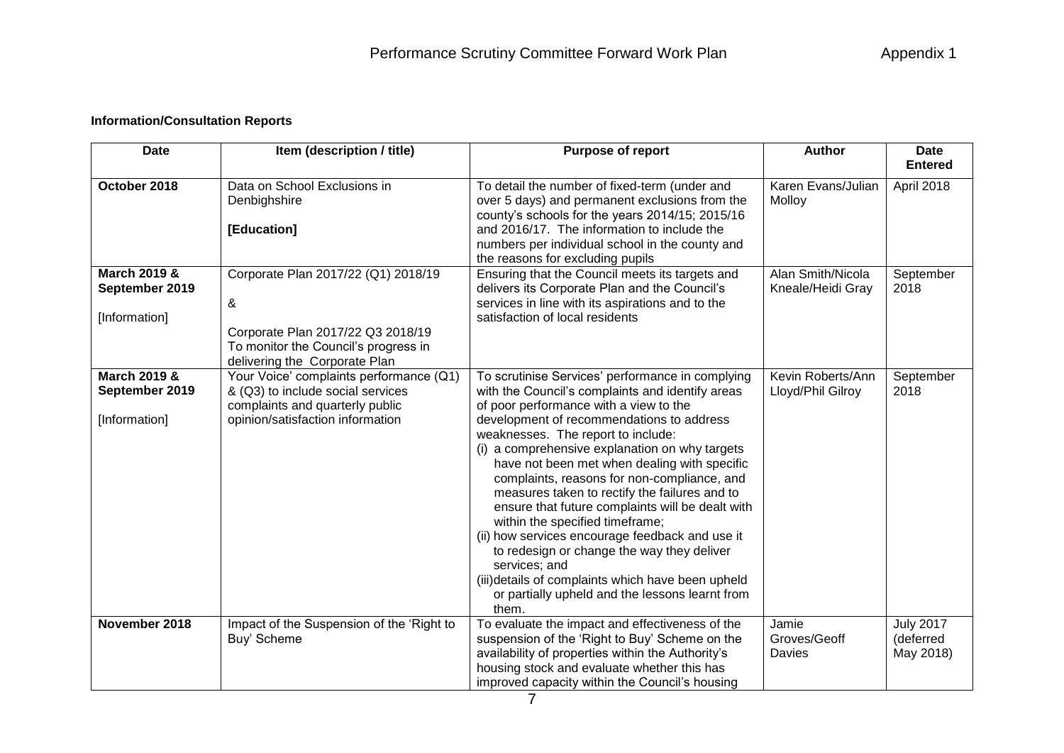**Information/Consultation Reports**

| Date | Item (description / title) | Purpose of report | Author | Date Entered |
|---|---|---|---|---|
| **October 2018** | Data on School Exclusions in Denbighshire<br><br>**[Education]** | To detail the number of fixed-term (under and over 5 days) and permanent exclusions from the county's schools for the years 2014/15; 2015/16 and 2016/17. The information to include the numbers per individual school in the county and the reasons for excluding pupils | Karen Evans/Julian Molloy | April 2018 |
| **March 2019 & September 2019**<br><br>[Information] | Corporate Plan 2017/22 (Q1) 2018/19<br><br>&<br><br>Corporate Plan 2017/22 Q3 2018/19 To monitor the Council's progress in delivering the Corporate Plan | Ensuring that the Council meets its targets and delivers its Corporate Plan and the Council's services in line with its aspirations and to the satisfaction of local residents | Alan Smith/Nicola Kneale/Heidi Gray | September 2018 |
| **March 2019 & September 2019**<br><br>[Information] | Your Voice' complaints performance (Q1) & (Q3) to include social services complaints and quarterly public opinion/satisfaction information | To scrutinise Services' performance in complying with the Council's complaints and identify areas of poor performance with a view to the development of recommendations to address weaknesses. The report to include:<br>(i) a comprehensive explanation on why targets have not been met when dealing with specific complaints, reasons for non-compliance, and measures taken to rectify the failures and to ensure that future complaints will be dealt with within the specified timeframe;<br>(ii) how services encourage feedback and use it to redesign or change the way they deliver services; and<br>(iii) details of complaints which have been upheld or partially upheld and the lessons learnt from them. | Kevin Roberts/Ann Lloyd/Phil Gilroy | September 2018 |
| **November 2018** | Impact of the Suspension of the 'Right to Buy' Scheme | To evaluate the impact and effectiveness of the suspension of the 'Right to Buy' Scheme on the availability of properties within the Authority's housing stock and evaluate whether this has improved capacity within the Council's housing | Jamie Groves/Geoff Davies | July 2017 (deferred May 2018) |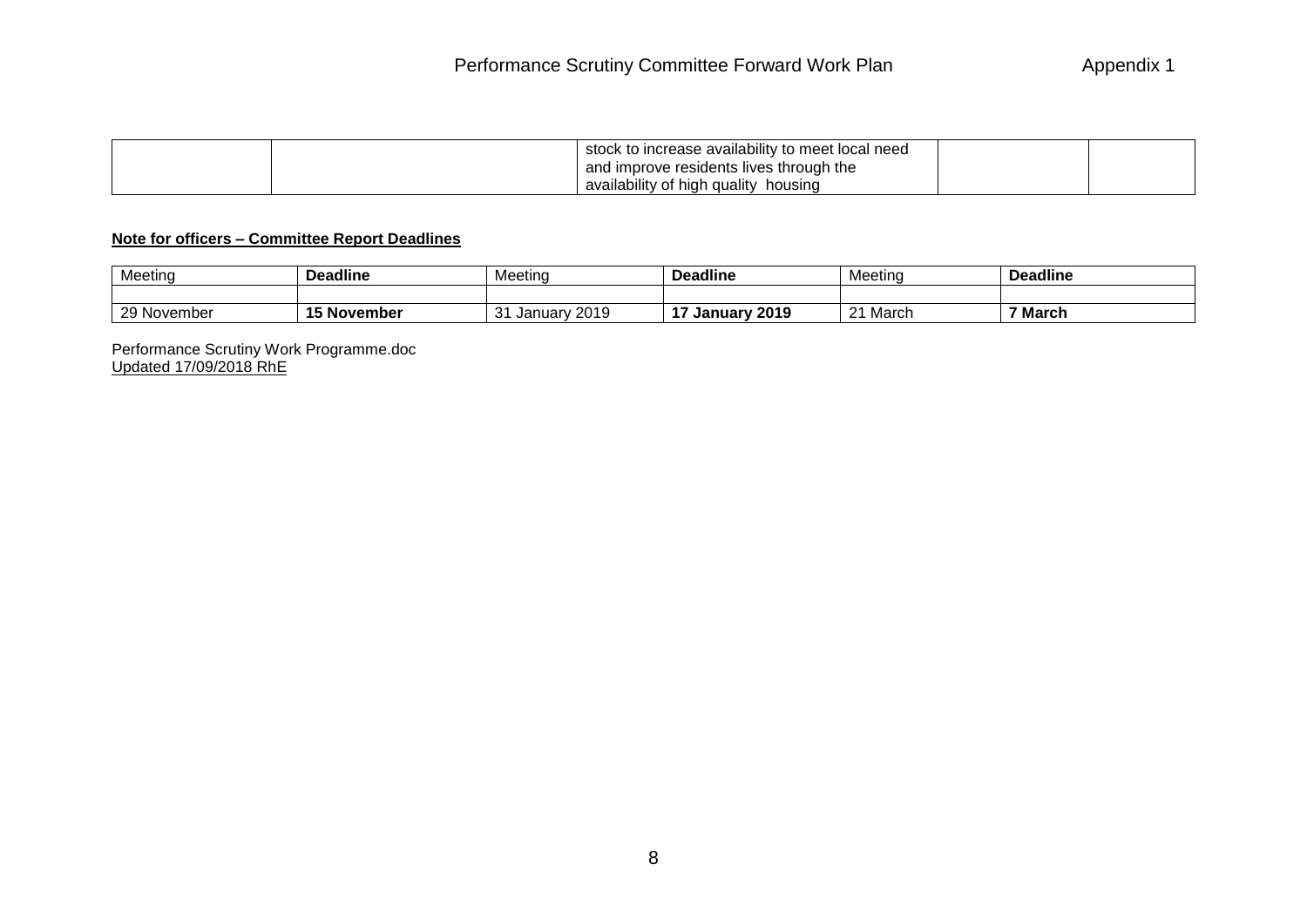| | | | | |
|---|---|---|---|---|
| | | stock to increase availability to meet local need and improve residents lives through the availability of high quality housing | | |

**Note for officers – Committee Report Deadlines**

| Meeting | **Deadline** | Meeting | **Deadline** | Meeting | **Deadline** |
|---|---|---|---|---|---|
| | | | | | |
| 29 November | **15 November** | 31 January 2019 | **17 January 2019** | 21 March | **7 March** |

Performance Scrutiny Work Programme.doc
Updated 17/09/2018 RhE